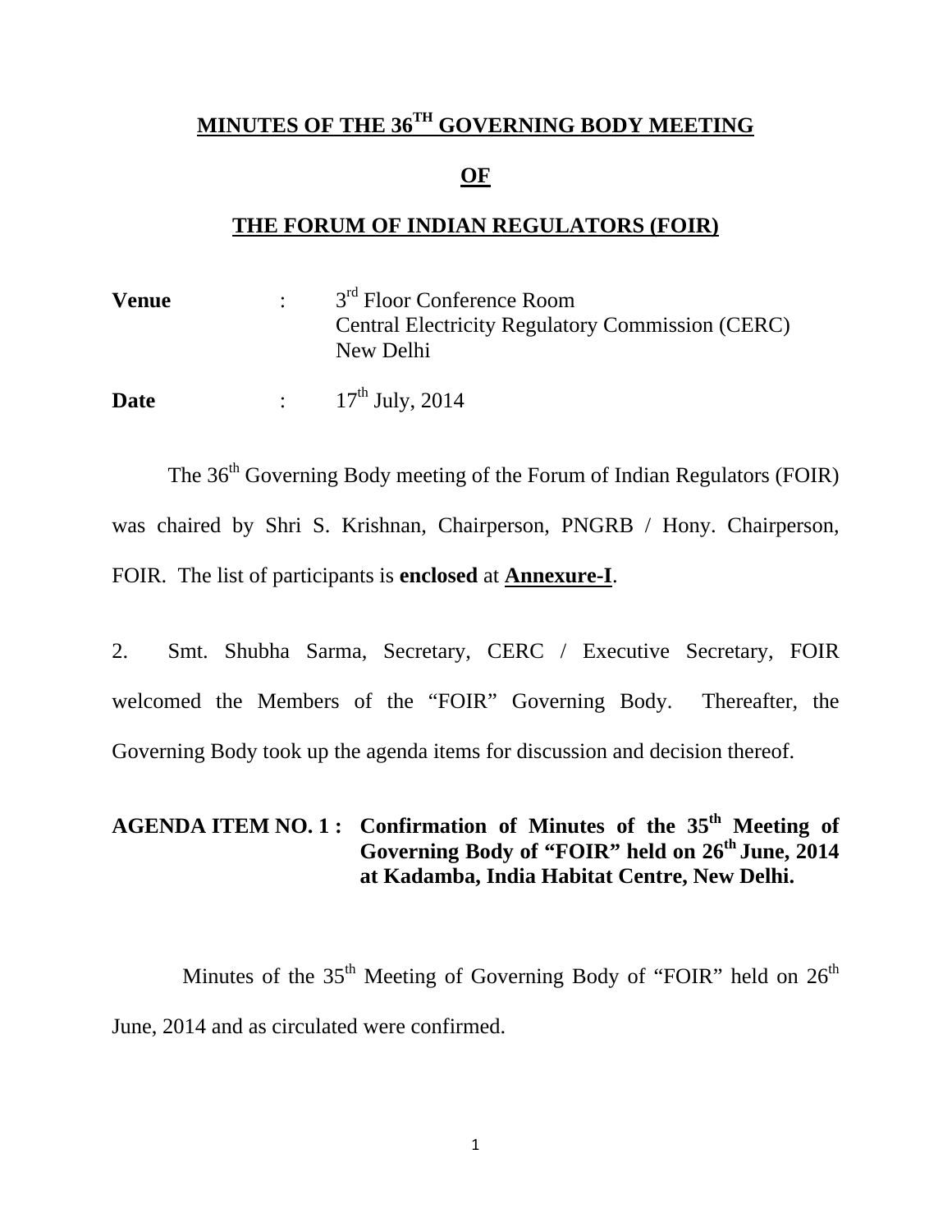# MINUTES OF THE 36TH GOVERNING BODY MEETING

## OF

## THE FORUM OF INDIAN REGULATORS (FOIR)

**Venue** : 3rd Floor Conference Room
Central Electricity Regulatory Commission (CERC)
New Delhi

**Date** : 17th July, 2014

The 36th Governing Body meeting of the Forum of Indian Regulators (FOIR) was chaired by Shri S. Krishnan, Chairperson, PNGRB / Hony. Chairperson, FOIR. The list of participants is **enclosed** at **Annexure-I**.

2. Smt. Shubha Sarma, Secretary, CERC / Executive Secretary, FOIR welcomed the Members of the "FOIR" Governing Body. Thereafter, the Governing Body took up the agenda items for discussion and decision thereof.

**AGENDA ITEM NO. 1 : Confirmation of Minutes of the 35th Meeting of Governing Body of "FOIR" held on 26th June, 2014 at Kadamba, India Habitat Centre, New Delhi.**

Minutes of the 35th Meeting of Governing Body of "FOIR" held on 26th June, 2014 and as circulated were confirmed.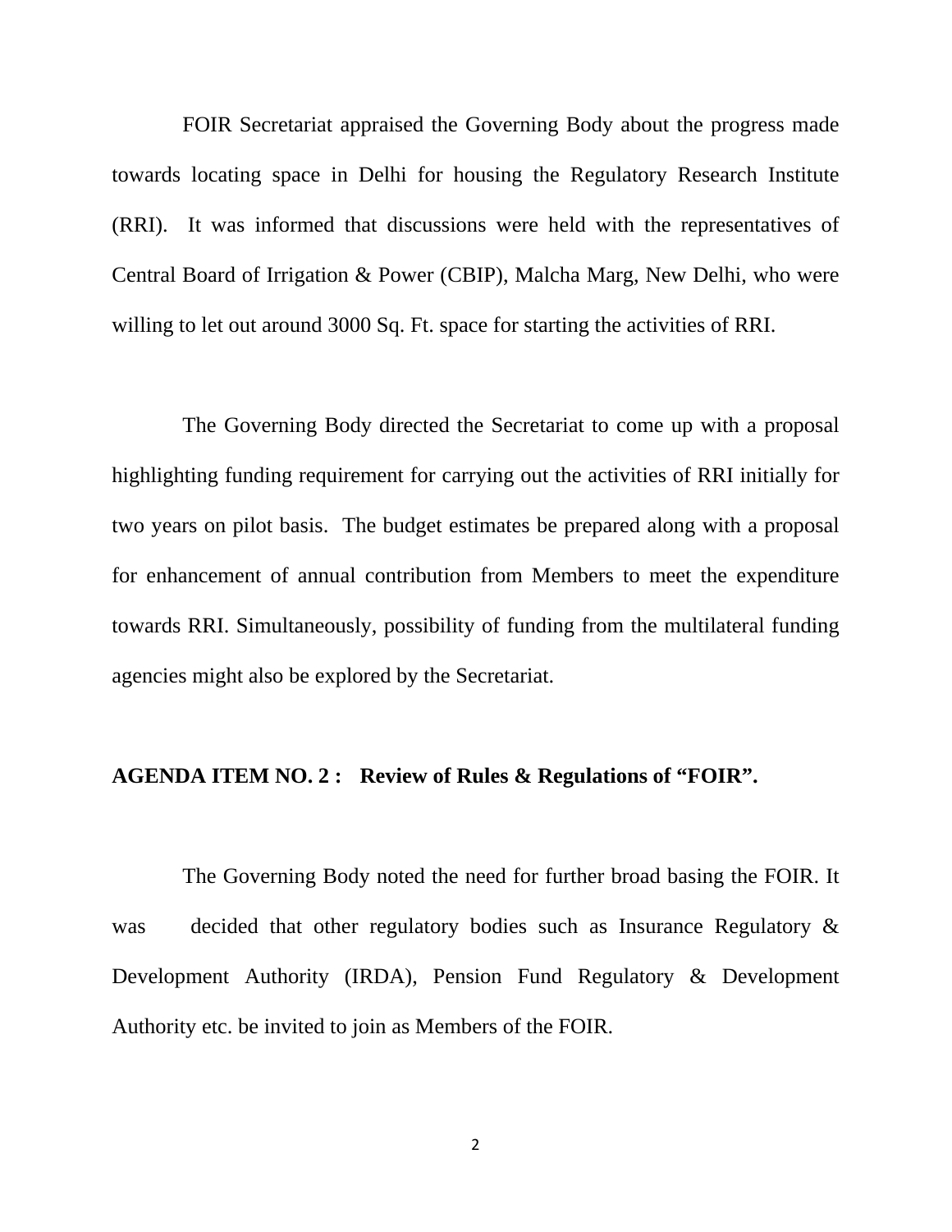FOIR Secretariat appraised the Governing Body about the progress made towards locating space in Delhi for housing the Regulatory Research Institute (RRI). It was informed that discussions were held with the representatives of Central Board of Irrigation & Power (CBIP), Malcha Marg, New Delhi, who were willing to let out around 3000 Sq. Ft. space for starting the activities of RRI.

The Governing Body directed the Secretariat to come up with a proposal highlighting funding requirement for carrying out the activities of RRI initially for two years on pilot basis. The budget estimates be prepared along with a proposal for enhancement of annual contribution from Members to meet the expenditure towards RRI. Simultaneously, possibility of funding from the multilateral funding agencies might also be explored by the Secretariat.

**AGENDA ITEM NO. 2 : Review of Rules & Regulations of "FOIR".**

The Governing Body noted the need for further broad basing the FOIR. It was decided that other regulatory bodies such as Insurance Regulatory & Development Authority (IRDA), Pension Fund Regulatory & Development Authority etc. be invited to join as Members of the FOIR.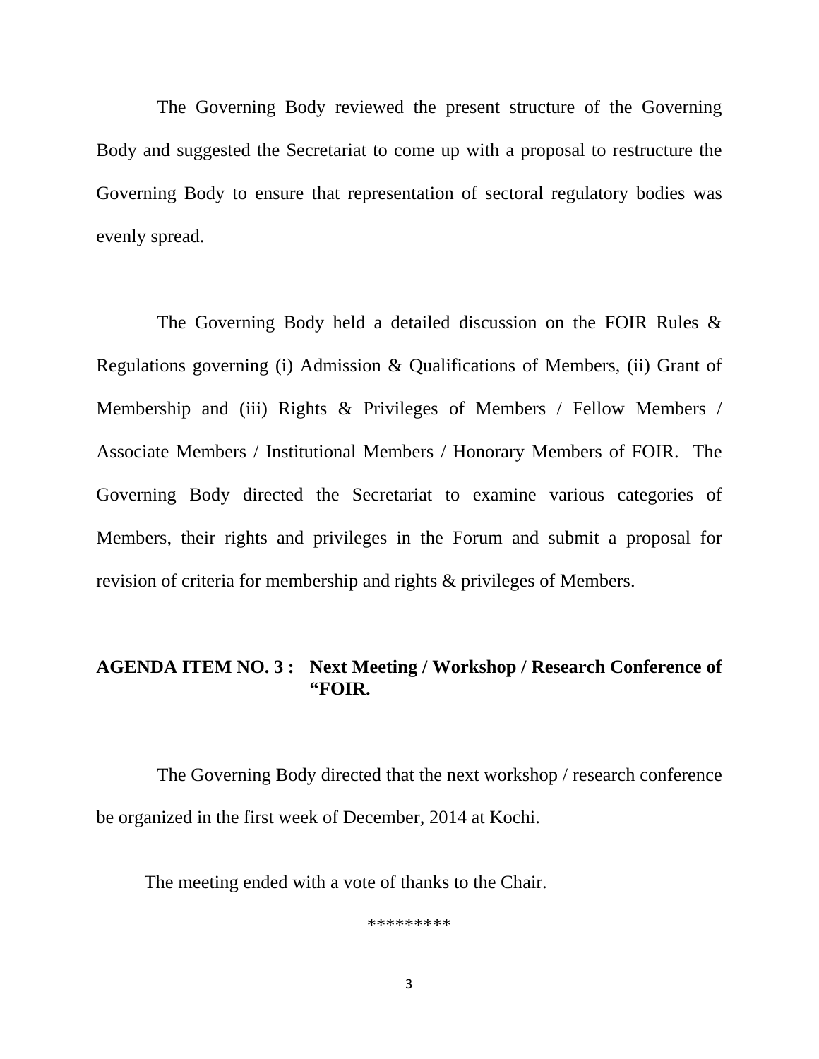The Governing Body reviewed the present structure of the Governing Body and suggested the Secretariat to come up with a proposal to restructure the Governing Body to ensure that representation of sectoral regulatory bodies was evenly spread.

The Governing Body held a detailed discussion on the FOIR Rules & Regulations governing (i) Admission & Qualifications of Members, (ii) Grant of Membership and (iii) Rights & Privileges of Members / Fellow Members / Associate Members / Institutional Members / Honorary Members of FOIR. The Governing Body directed the Secretariat to examine various categories of Members, their rights and privileges in the Forum and submit a proposal for revision of criteria for membership and rights & privileges of Members.

**AGENDA ITEM NO. 3 : Next Meeting / Workshop / Research Conference of "FOIR.**

The Governing Body directed that the next workshop / research conference be organized in the first week of December, 2014 at Kochi.

The meeting ended with a vote of thanks to the Chair.

*********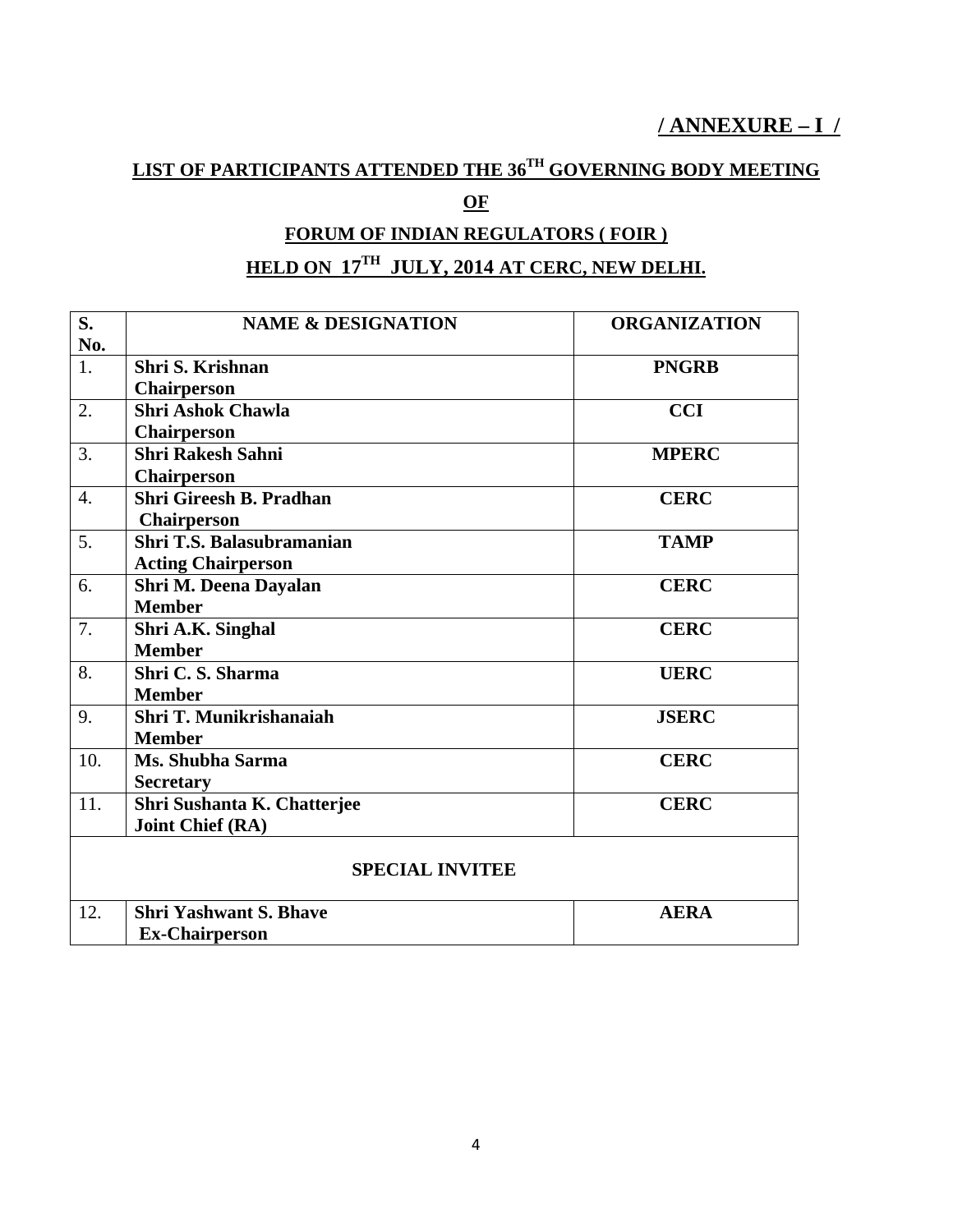**/ ANNEXURE – I /**

## LIST OF PARTICIPANTS ATTENDED THE 36TH GOVERNING BODY MEETING

## OF

## FORUM OF INDIAN REGULATORS ( FOIR )

## HELD ON 17TH JULY, 2014 AT CERC, NEW DELHI.

| S. No. | NAME & DESIGNATION | ORGANIZATION |
|---|---|---|
| 1. | **Shri S. Krishnan**<br>**Chairperson** | **PNGRB** |
| 2. | **Shri Ashok Chawla**<br>**Chairperson** | **CCI** |
| 3. | **Shri Rakesh Sahni**<br>**Chairperson** | **MPERC** |
| 4. | **Shri Gireesh B. Pradhan**<br>**Chairperson** | **CERC** |
| 5. | **Shri T.S. Balasubramanian**<br>**Acting Chairperson** | **TAMP** |
| 6. | **Shri M. Deena Dayalan**<br>**Member** | **CERC** |
| 7. | **Shri A.K. Singhal**<br>**Member** | **CERC** |
| 8. | **Shri C. S. Sharma**<br>**Member** | **UERC** |
| 9. | **Shri T. Munikrishanaiah**<br>**Member** | **JSERC** |
| 10. | **Ms. Shubha Sarma**<br>**Secretary** | **CERC** |
| 11. | **Shri Sushanta K. Chatterjee**<br>**Joint Chief (RA)** | **CERC** |
| | **SPECIAL INVITEE** | |
| 12. | **Shri Yashwant S. Bhave**<br>**Ex-Chairperson** | **AERA** |